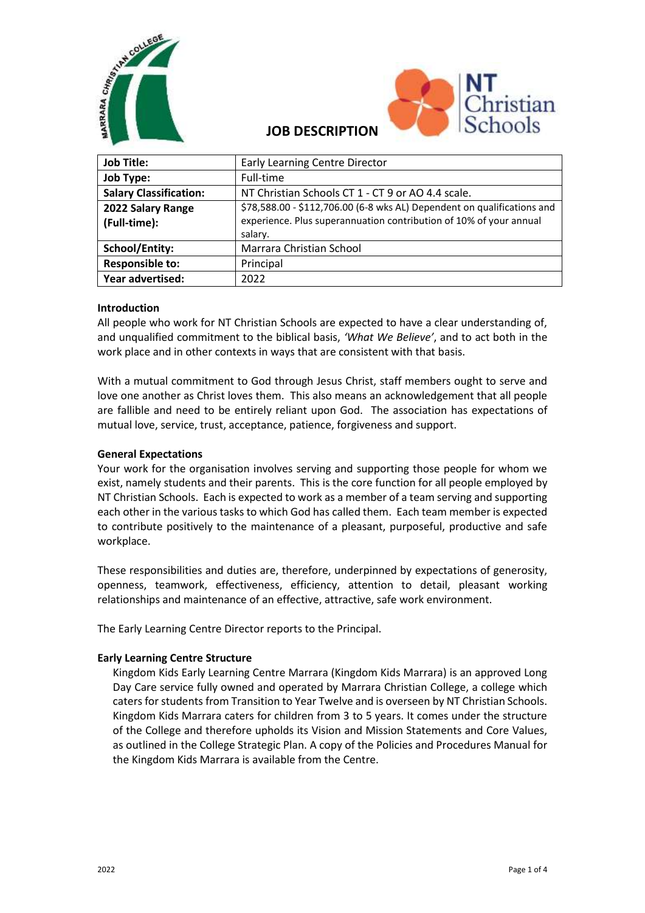# JOB DESCRIPTION

| Job Title: | Early Learning Centre Director |
|---|---|
| Job Type: | Full-time |
| Salary Classification: | NT Christian Schools CT 1 - CT 9 or AO 4.4 scale. |
| 2022 Salary Range (Full-time): | $78,588.00 - $112,706.00 (6-8 wks AL) Dependent on qualifications and experience. Plus superannuation contribution of 10% of your annual salary. |
| School/Entity: | Marrara Christian School |
| Responsible to: | Principal |
| Year advertised: | 2022 |

**Introduction**

All people who work for NT Christian Schools are expected to have a clear understanding of, and unqualified commitment to the biblical basis, *'What We Believe'*, and to act both in the work place and in other contexts in ways that are consistent with that basis.

With a mutual commitment to God through Jesus Christ, staff members ought to serve and love one another as Christ loves them. This also means an acknowledgement that all people are fallible and need to be entirely reliant upon God. The association has expectations of mutual love, service, trust, acceptance, patience, forgiveness and support.

**General Expectations**

Your work for the organisation involves serving and supporting those people for whom we exist, namely students and their parents. This is the core function for all people employed by NT Christian Schools. Each is expected to work as a member of a team serving and supporting each other in the various tasks to which God has called them. Each team member is expected to contribute positively to the maintenance of a pleasant, purposeful, productive and safe workplace.

These responsibilities and duties are, therefore, underpinned by expectations of generosity, openness, teamwork, effectiveness, efficiency, attention to detail, pleasant working relationships and maintenance of an effective, attractive, safe work environment.

The Early Learning Centre Director reports to the Principal.

**Early Learning Centre Structure**

Kingdom Kids Early Learning Centre Marrara (Kingdom Kids Marrara) is an approved Long Day Care service fully owned and operated by Marrara Christian College, a college which caters for students from Transition to Year Twelve and is overseen by NT Christian Schools. Kingdom Kids Marrara caters for children from 3 to 5 years. It comes under the structure of the College and therefore upholds its Vision and Mission Statements and Core Values, as outlined in the College Strategic Plan. A copy of the Policies and Procedures Manual for the Kingdom Kids Marrara is available from the Centre.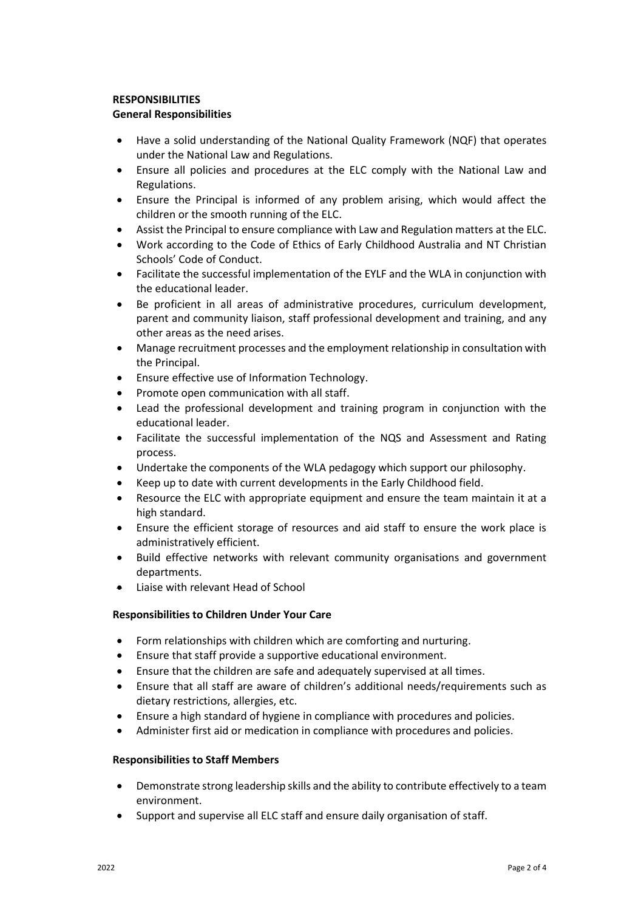**RESPONSIBILITIES**

**General Responsibilities**

- Have a solid understanding of the National Quality Framework (NQF) that operates under the National Law and Regulations.
- Ensure all policies and procedures at the ELC comply with the National Law and Regulations.
- Ensure the Principal is informed of any problem arising, which would affect the children or the smooth running of the ELC.
- Assist the Principal to ensure compliance with Law and Regulation matters at the ELC.
- Work according to the Code of Ethics of Early Childhood Australia and NT Christian Schools' Code of Conduct.
- Facilitate the successful implementation of the EYLF and the WLA in conjunction with the educational leader.
- Be proficient in all areas of administrative procedures, curriculum development, parent and community liaison, staff professional development and training, and any other areas as the need arises.
- Manage recruitment processes and the employment relationship in consultation with the Principal.
- Ensure effective use of Information Technology.
- Promote open communication with all staff.
- Lead the professional development and training program in conjunction with the educational leader.
- Facilitate the successful implementation of the NQS and Assessment and Rating process.
- Undertake the components of the WLA pedagogy which support our philosophy.
- Keep up to date with current developments in the Early Childhood field.
- Resource the ELC with appropriate equipment and ensure the team maintain it at a high standard.
- Ensure the efficient storage of resources and aid staff to ensure the work place is administratively efficient.
- Build effective networks with relevant community organisations and government departments.
- Liaise with relevant Head of School

**Responsibilities to Children Under Your Care**

- Form relationships with children which are comforting and nurturing.
- Ensure that staff provide a supportive educational environment.
- Ensure that the children are safe and adequately supervised at all times.
- Ensure that all staff are aware of children's additional needs/requirements such as dietary restrictions, allergies, etc.
- Ensure a high standard of hygiene in compliance with procedures and policies.
- Administer first aid or medication in compliance with procedures and policies.

**Responsibilities to Staff Members**

- Demonstrate strong leadership skills and the ability to contribute effectively to a team environment.
- Support and supervise all ELC staff and ensure daily organisation of staff.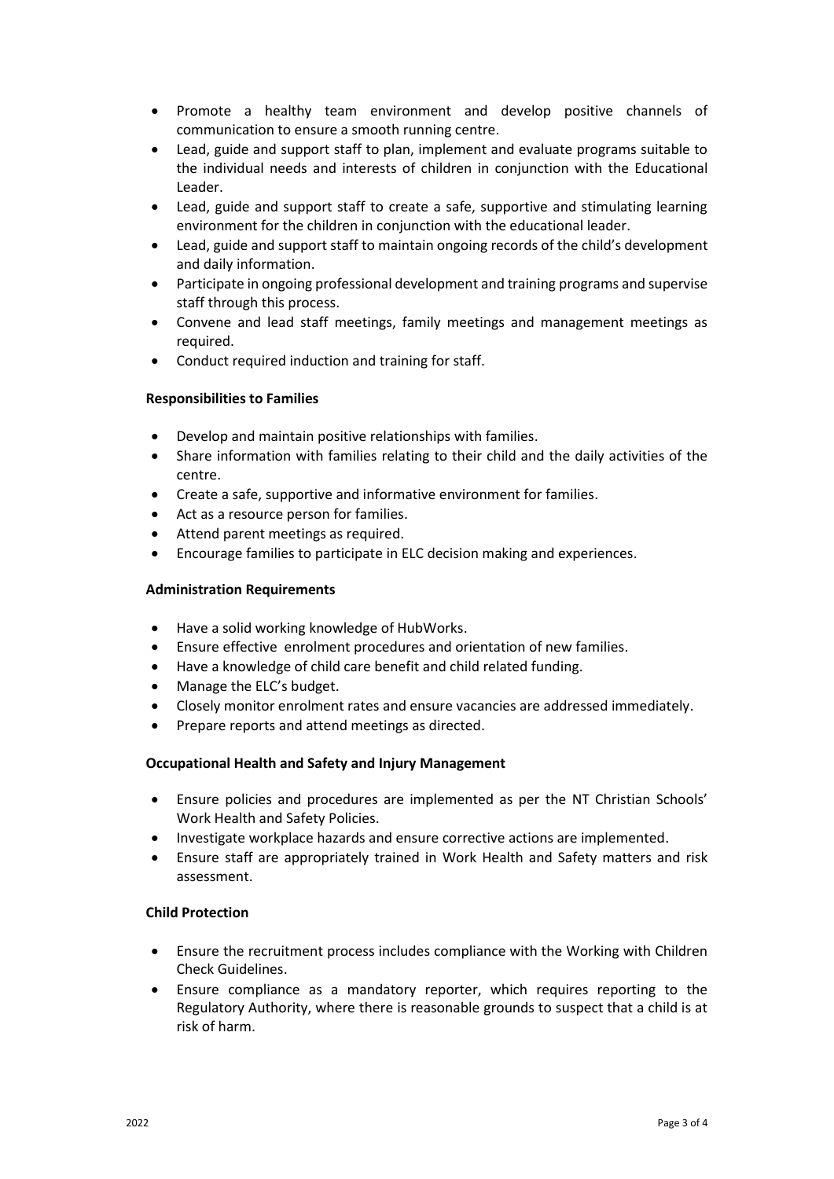- Promote a healthy team environment and develop positive channels of communication to ensure a smooth running centre.
- Lead, guide and support staff to plan, implement and evaluate programs suitable to the individual needs and interests of children in conjunction with the Educational Leader.
- Lead, guide and support staff to create a safe, supportive and stimulating learning environment for the children in conjunction with the educational leader.
- Lead, guide and support staff to maintain ongoing records of the child's development and daily information.
- Participate in ongoing professional development and training programs and supervise staff through this process.
- Convene and lead staff meetings, family meetings and management meetings as required.
- Conduct required induction and training for staff.

**Responsibilities to Families**

- Develop and maintain positive relationships with families.
- Share information with families relating to their child and the daily activities of the centre.
- Create a safe, supportive and informative environment for families.
- Act as a resource person for families.
- Attend parent meetings as required.
- Encourage families to participate in ELC decision making and experiences.

**Administration Requirements**

- Have a solid working knowledge of HubWorks.
- Ensure effective enrolment procedures and orientation of new families.
- Have a knowledge of child care benefit and child related funding.
- Manage the ELC's budget.
- Closely monitor enrolment rates and ensure vacancies are addressed immediately.
- Prepare reports and attend meetings as directed.

**Occupational Health and Safety and Injury Management**

- Ensure policies and procedures are implemented as per the NT Christian Schools' Work Health and Safety Policies.
- Investigate workplace hazards and ensure corrective actions are implemented.
- Ensure staff are appropriately trained in Work Health and Safety matters and risk assessment.

**Child Protection**

- Ensure the recruitment process includes compliance with the Working with Children Check Guidelines.
- Ensure compliance as a mandatory reporter, which requires reporting to the Regulatory Authority, where there is reasonable grounds to suspect that a child is at risk of harm.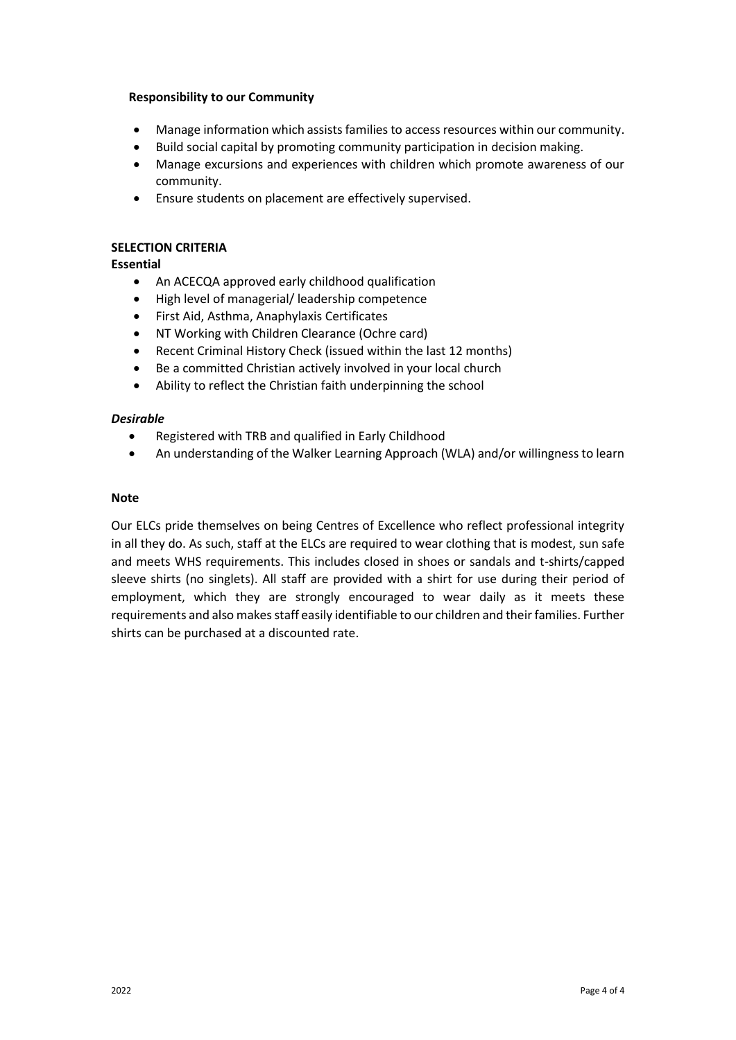**Responsibility to our Community**

- Manage information which assists families to access resources within our community.
- Build social capital by promoting community participation in decision making.
- Manage excursions and experiences with children which promote awareness of our community.
- Ensure students on placement are effectively supervised.

**SELECTION CRITERIA**

**Essential**

- An ACECQA approved early childhood qualification
- High level of managerial/ leadership competence
- First Aid, Asthma, Anaphylaxis Certificates
- NT Working with Children Clearance (Ochre card)
- Recent Criminal History Check (issued within the last 12 months)
- Be a committed Christian actively involved in your local church
- Ability to reflect the Christian faith underpinning the school

***Desirable***

- Registered with TRB and qualified in Early Childhood
- An understanding of the Walker Learning Approach (WLA) and/or willingness to learn

**Note**

Our ELCs pride themselves on being Centres of Excellence who reflect professional integrity in all they do. As such, staff at the ELCs are required to wear clothing that is modest, sun safe and meets WHS requirements. This includes closed in shoes or sandals and t-shirts/capped sleeve shirts (no singlets). All staff are provided with a shirt for use during their period of employment, which they are strongly encouraged to wear daily as it meets these requirements and also makes staff easily identifiable to our children and their families. Further shirts can be purchased at a discounted rate.